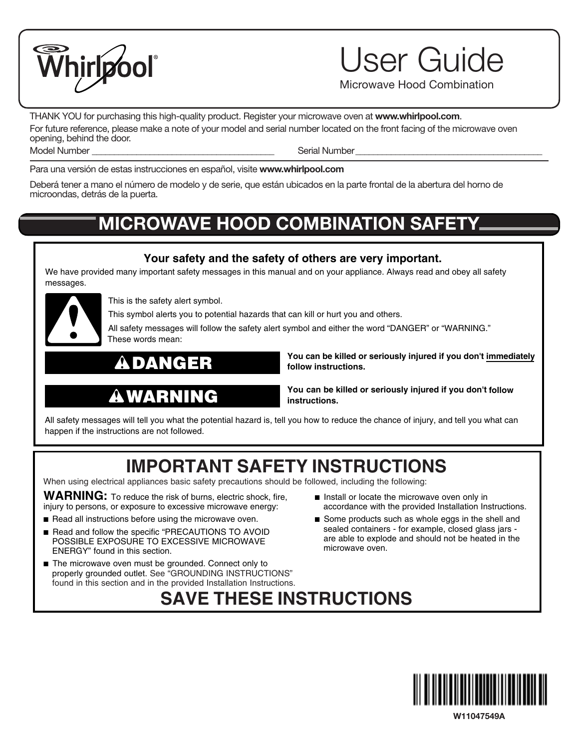Whirlpool®

# User Guide

Microwave Hood Combination

THANK YOU for purchasing this high-quality product. Register your microwave oven at **www.whirlpool.com**.

For future reference, please make a note of your model and serial number located on the front facing of the microwave oven opening, behind the door.

Model Number ______________________________________ Serial Number ______________________________________

Para una versión de estas instrucciones en español, visite **www.whirlpool.com**

Deberá tener a mano el número de modelo y de serie, que están ubicados en la parte frontal de la abertura del horno de microondas, detrás de la puerta.

## MICROWAVE HOOD COMBINATION SAFETY

**Your safety and the safety of others are very important.**

We have provided many important safety messages in this manual and on your appliance. Always read and obey all safety messages.

This is the safety alert symbol.

This symbol alerts you to potential hazards that can kill or hurt you and others.

All safety messages will follow the safety alert symbol and either the word "DANGER" or "WARNING." These words mean:

**⚠DANGER** — **You can be killed or seriously injured if you don't immediately follow instructions.**

**⚠WARNING** — **You can be killed or seriously injured if you don't follow instructions.**

All safety messages will tell you what the potential hazard is, tell you how to reduce the chance of injury, and tell you what can happen if the instructions are not followed.

## IMPORTANT SAFETY INSTRUCTIONS

When using electrical appliances basic safety precautions should be followed, including the following:

**WARNING:** To reduce the risk of burns, electric shock, fire, injury to persons, or exposure to excessive microwave energy:

- Read all instructions before using the microwave oven.
- Read and follow the specific "PRECAUTIONS TO AVOID POSSIBLE EXPOSURE TO EXCESSIVE MICROWAVE ENERGY" found in this section.
- The microwave oven must be grounded. Connect only to properly grounded outlet. See "GROUNDING INSTRUCTIONS" found in this section and in the provided Installation Instructions.
- Install or locate the microwave oven only in accordance with the provided Installation Instructions.
- Some products such as whole eggs in the shell and sealed containers - for example, closed glass jars - are able to explode and should not be heated in the microwave oven.

## SAVE THESE INSTRUCTIONS

W11047549A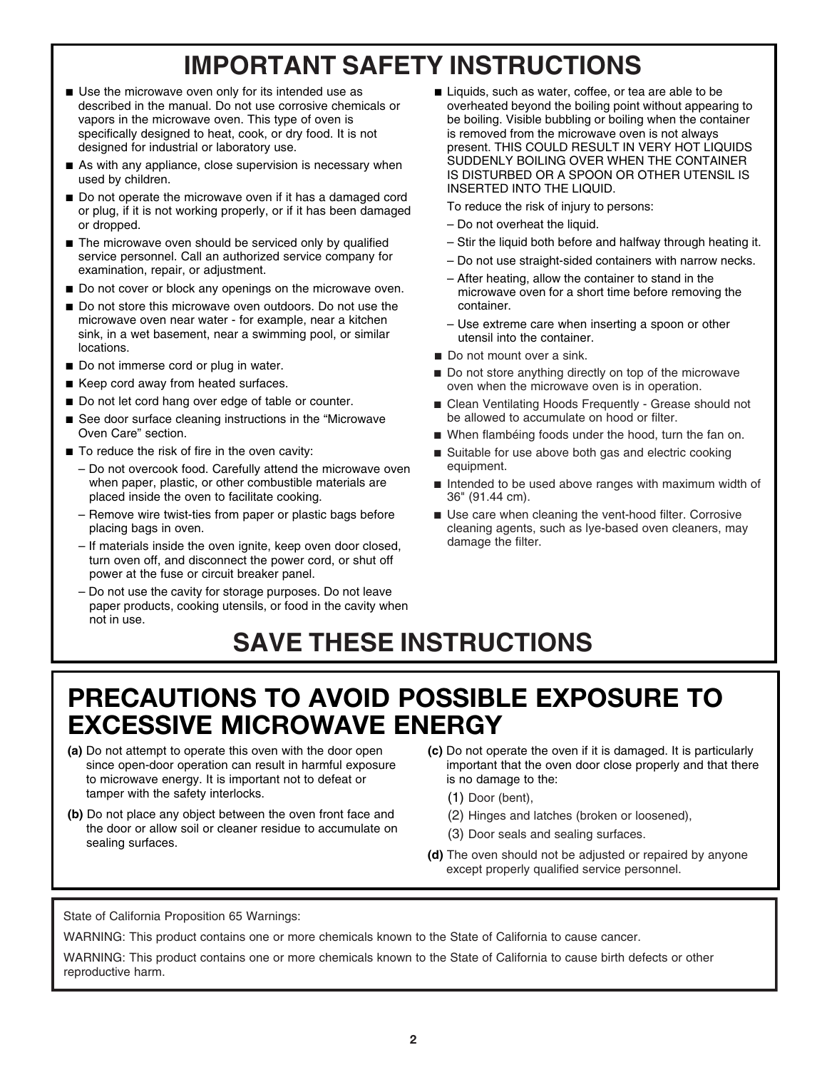# IMPORTANT SAFETY INSTRUCTIONS

- Use the microwave oven only for its intended use as described in the manual. Do not use corrosive chemicals or vapors in the microwave oven. This type of oven is specifically designed to heat, cook, or dry food. It is not designed for industrial or laboratory use.
- As with any appliance, close supervision is necessary when used by children.
- Do not operate the microwave oven if it has a damaged cord or plug, if it is not working properly, or if it has been damaged or dropped.
- The microwave oven should be serviced only by qualified service personnel. Call an authorized service company for examination, repair, or adjustment.
- Do not cover or block any openings on the microwave oven.
- Do not store this microwave oven outdoors. Do not use the microwave oven near water - for example, near a kitchen sink, in a wet basement, near a swimming pool, or similar locations.
- Do not immerse cord or plug in water.
- Keep cord away from heated surfaces.
- Do not let cord hang over edge of table or counter.
- See door surface cleaning instructions in the "Microwave Oven Care" section.
- To reduce the risk of fire in the oven cavity:
  - Do not overcook food. Carefully attend the microwave oven when paper, plastic, or other combustible materials are placed inside the oven to facilitate cooking.
  - Remove wire twist-ties from paper or plastic bags before placing bags in oven.
  - If materials inside the oven ignite, keep oven door closed, turn oven off, and disconnect the power cord, or shut off power at the fuse or circuit breaker panel.
  - Do not use the cavity for storage purposes. Do not leave paper products, cooking utensils, or food in the cavity when not in use.
- Liquids, such as water, coffee, or tea are able to be overheated beyond the boiling point without appearing to be boiling. Visible bubbling or boiling when the container is removed from the microwave oven is not always present. THIS COULD RESULT IN VERY HOT LIQUIDS SUDDENLY BOILING OVER WHEN THE CONTAINER IS DISTURBED OR A SPOON OR OTHER UTENSIL IS INSERTED INTO THE LIQUID.

  To reduce the risk of injury to persons:
  - Do not overheat the liquid.
  - Stir the liquid both before and halfway through heating it.
  - Do not use straight-sided containers with narrow necks.
  - After heating, allow the container to stand in the microwave oven for a short time before removing the container.
  - Use extreme care when inserting a spoon or other utensil into the container.
- Do not mount over a sink.
- Do not store anything directly on top of the microwave oven when the microwave oven is in operation.
- Clean Ventilating Hoods Frequently - Grease should not be allowed to accumulate on hood or filter.
- When flambéing foods under the hood, turn the fan on.
- Suitable for use above both gas and electric cooking equipment.
- Intended to be used above ranges with maximum width of 36" (91.44 cm).
- Use care when cleaning the vent-hood filter. Corrosive cleaning agents, such as lye-based oven cleaners, may damage the filter.

# SAVE THESE INSTRUCTIONS

# PRECAUTIONS TO AVOID POSSIBLE EXPOSURE TO EXCESSIVE MICROWAVE ENERGY

**(a)** Do not attempt to operate this oven with the door open since open-door operation can result in harmful exposure to microwave energy. It is important not to defeat or tamper with the safety interlocks.

**(b)** Do not place any object between the oven front face and the door or allow soil or cleaner residue to accumulate on sealing surfaces.

**(c)** Do not operate the oven if it is damaged. It is particularly important that the oven door close properly and that there is no damage to the:

(1) Door (bent),

(2) Hinges and latches (broken or loosened),

(3) Door seals and sealing surfaces.

**(d)** The oven should not be adjusted or repaired by anyone except properly qualified service personnel.

State of California Proposition 65 Warnings:

WARNING: This product contains one or more chemicals known to the State of California to cause cancer.

WARNING: This product contains one or more chemicals known to the State of California to cause birth defects or other reproductive harm.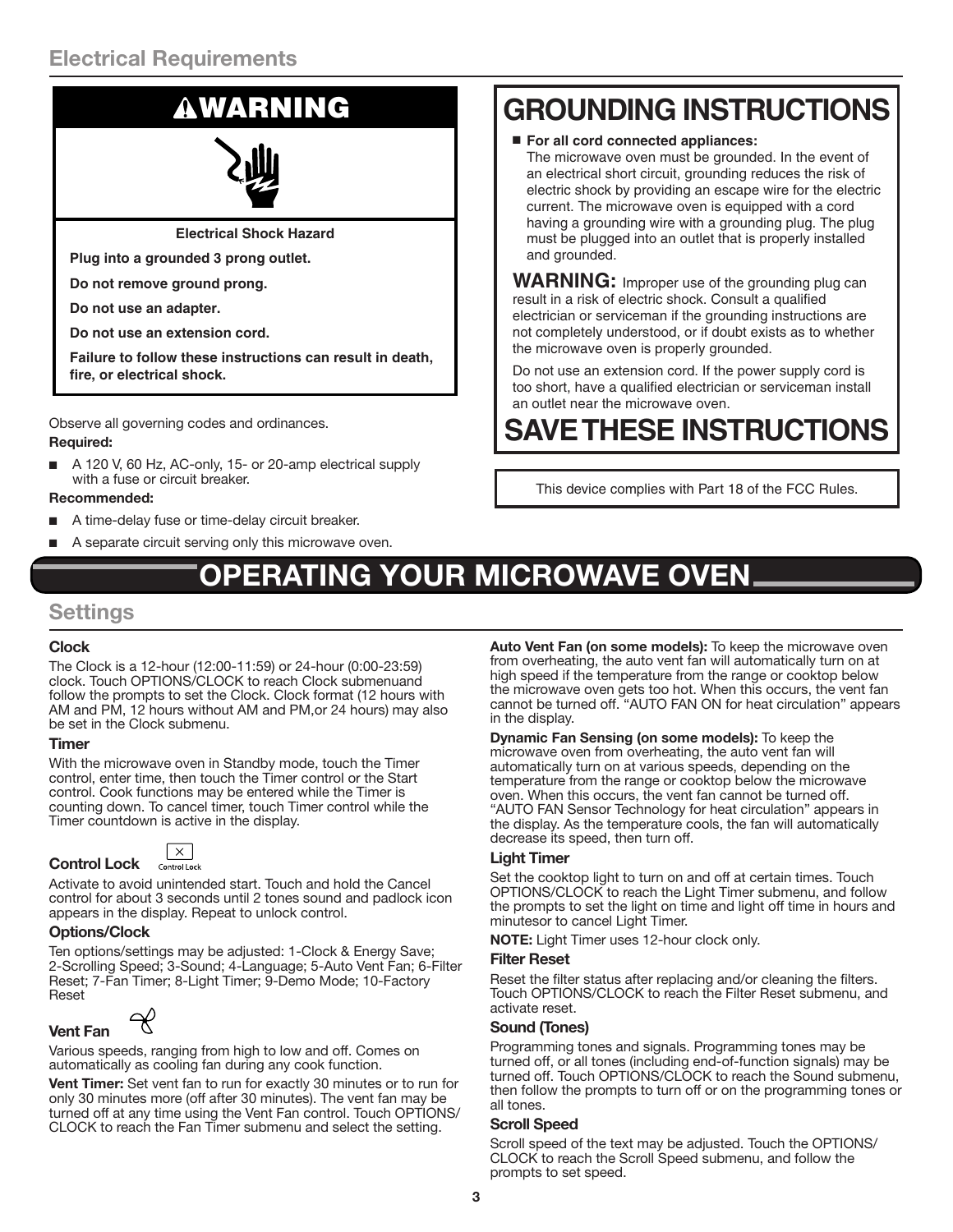## Electrical Requirements

**⚠WARNING**

**Electrical Shock Hazard**

**Plug into a grounded 3 prong outlet.**

**Do not remove ground prong.**

**Do not use an adapter.**

**Do not use an extension cord.**

**Failure to follow these instructions can result in death, fire, or electrical shock.**

Observe all governing codes and ordinances.

**Required:**

- A 120 V, 60 Hz, AC-only, 15- or 20-amp electrical supply with a fuse or circuit breaker.

**Recommended:**

- A time-delay fuse or time-delay circuit breaker.
- A separate circuit serving only this microwave oven.

## GROUNDING INSTRUCTIONS

- **For all cord connected appliances:**
  The microwave oven must be grounded. In the event of an electrical short circuit, grounding reduces the risk of electric shock by providing an escape wire for the electric current. The microwave oven is equipped with a cord having a grounding wire with a grounding plug. The plug must be plugged into an outlet that is properly installed and grounded.

**WARNING:** Improper use of the grounding plug can result in a risk of electric shock. Consult a qualified electrician or serviceman if the grounding instructions are not completely understood, or if doubt exists as to whether the microwave oven is properly grounded.

Do not use an extension cord. If the power supply cord is too short, have a qualified electrician or serviceman install an outlet near the microwave oven.

## SAVE THESE INSTRUCTIONS

This device complies with Part 18 of the FCC Rules.

# OPERATING YOUR MICROWAVE OVEN

## Settings

### Clock

The Clock is a 12-hour (12:00-11:59) or 24-hour (0:00-23:59) clock. Touch OPTIONS/CLOCK to reach Clock submenuand follow the prompts to set the Clock. Clock format (12 hours with AM and PM, 12 hours without AM and PM,or 24 hours) may also be set in the Clock submenu.

### Timer

With the microwave oven in Standby mode, touch the Timer control, enter time, then touch the Timer control or the Start control. Cook functions may be entered while the Timer is counting down. To cancel timer, touch Timer control while the Timer countdown is active in the display.

### Control Lock

Control Lock

Activate to avoid unintended start. Touch and hold the Cancel control for about 3 seconds until 2 tones sound and padlock icon appears in the display. Repeat to unlock control.

### Options/Clock

Ten options/settings may be adjusted: 1-Clock & Energy Save; 2-Scrolling Speed; 3-Sound; 4-Language; 5-Auto Vent Fan; 6-Filter Reset; 7-Fan Timer; 8-Light Timer; 9-Demo Mode; 10-Factory Reset

### Vent Fan

Various speeds, ranging from high to low and off. Comes on automatically as cooling fan during any cook function.

**Vent Timer:** Set vent fan to run for exactly 30 minutes or to run for only 30 minutes more (off after 30 minutes). The vent fan may be turned off at any time using the Vent Fan control. Touch OPTIONS/CLOCK to reach the Fan Timer submenu and select the setting.

**Auto Vent Fan (on some models):** To keep the microwave oven from overheating, the auto vent fan will automatically turn on at high speed if the temperature from the range or cooktop below the microwave oven gets too hot. When this occurs, the vent fan cannot be turned off. "AUTO FAN ON for heat circulation" appears in the display.

**Dynamic Fan Sensing (on some models):** To keep the microwave oven from overheating, the auto vent fan will automatically turn on at various speeds, depending on the temperature from the range or cooktop below the microwave oven. When this occurs, the vent fan cannot be turned off. "AUTO FAN Sensor Technology for heat circulation" appears in the display. As the temperature cools, the fan will automatically decrease its speed, then turn off.

### Light Timer

Set the cooktop light to turn on and off at certain times. Touch OPTIONS/CLOCK to reach the Light Timer submenu, and follow the prompts to set the light on time and light off time in hours and minutesor to cancel Light Timer.

**NOTE:** Light Timer uses 12-hour clock only.

### Filter Reset

Reset the filter status after replacing and/or cleaning the filters. Touch OPTIONS/CLOCK to reach the Filter Reset submenu, and activate reset.

### Sound (Tones)

Programming tones and signals. Programming tones may be turned off, or all tones (including end-of-function signals) may be turned off. Touch OPTIONS/CLOCK to reach the Sound submenu, then follow the prompts to turn off or on the programming tones or all tones.

### Scroll Speed

Scroll speed of the text may be adjusted. Touch the OPTIONS/CLOCK to reach the Scroll Speed submenu, and follow the prompts to set speed.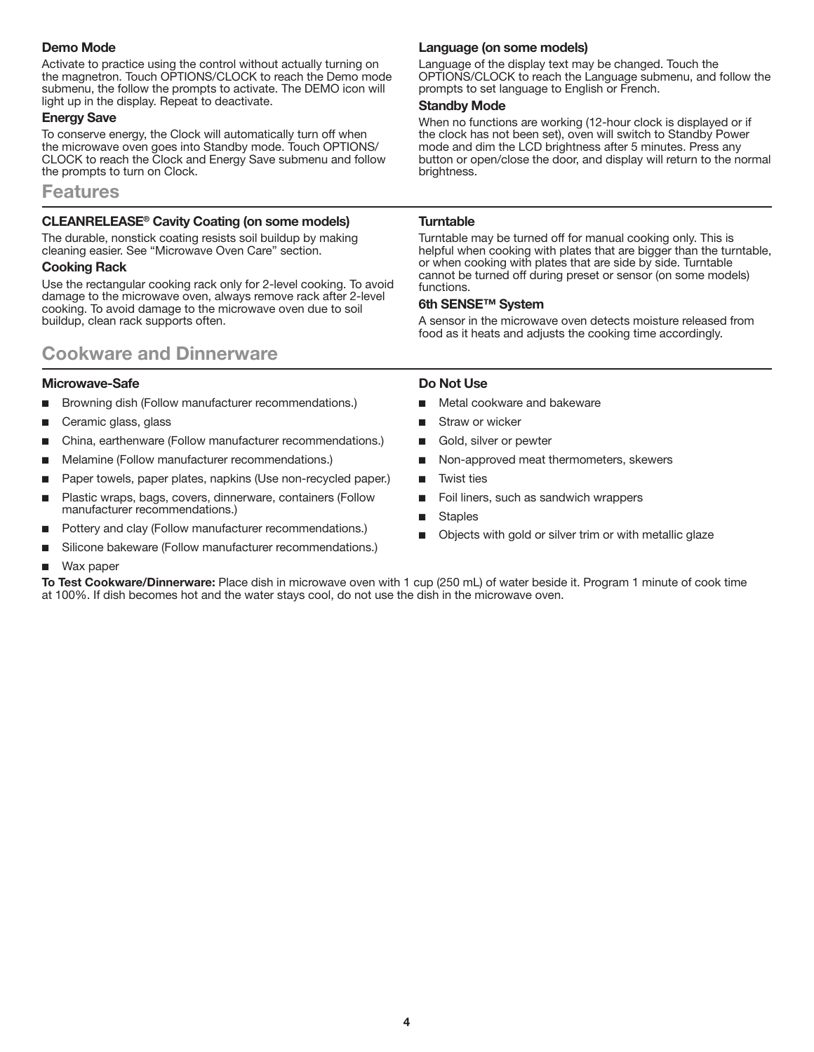### Demo Mode

Activate to practice using the control without actually turning on the magnetron. Touch OPTIONS/CLOCK to reach the Demo mode submenu, the follow the prompts to activate. The DEMO icon will light up in the display. Repeat to deactivate.

### Energy Save

To conserve energy, the Clock will automatically turn off when the microwave oven goes into Standby mode. Touch OPTIONS/CLOCK to reach the Clock and Energy Save submenu and follow the prompts to turn on Clock.

### Language (on some models)

Language of the display text may be changed. Touch the OPTIONS/CLOCK to reach the Language submenu, and follow the prompts to set language to English or French.

### Standby Mode

When no functions are working (12-hour clock is displayed or if the clock has not been set), oven will switch to Standby Power mode and dim the LCD brightness after 5 minutes. Press any button or open/close the door, and display will return to the normal brightness.

## Features

### CLEANRELEASE® Cavity Coating (on some models)

The durable, nonstick coating resists soil buildup by making cleaning easier. See "Microwave Oven Care" section.

### Cooking Rack

Use the rectangular cooking rack only for 2-level cooking. To avoid damage to the microwave oven, always remove rack after 2-level cooking. To avoid damage to the microwave oven due to soil buildup, clean rack supports often.

### Turntable

Turntable may be turned off for manual cooking only. This is helpful when cooking with plates that are bigger than the turntable, or when cooking with plates that are side by side. Turntable cannot be turned off during preset or sensor (on some models) functions.

### 6th SENSE™ System

A sensor in the microwave oven detects moisture released from food as it heats and adjusts the cooking time accordingly.

## Cookware and Dinnerware

### Microwave-Safe

- Browning dish (Follow manufacturer recommendations.)
- Ceramic glass, glass
- China, earthenware (Follow manufacturer recommendations.)
- Melamine (Follow manufacturer recommendations.)
- Paper towels, paper plates, napkins (Use non-recycled paper.)
- Plastic wraps, bags, covers, dinnerware, containers (Follow manufacturer recommendations.)
- Pottery and clay (Follow manufacturer recommendations.)
- Silicone bakeware (Follow manufacturer recommendations.)
- Wax paper

### Do Not Use

- Metal cookware and bakeware
- Straw or wicker
- Gold, silver or pewter
- Non-approved meat thermometers, skewers
- Twist ties
- Foil liners, such as sandwich wrappers
- Staples
- Objects with gold or silver trim or with metallic glaze

**To Test Cookware/Dinnerware:** Place dish in microwave oven with 1 cup (250 mL) of water beside it. Program 1 minute of cook time at 100%. If dish becomes hot and the water stays cool, do not use the dish in the microwave oven.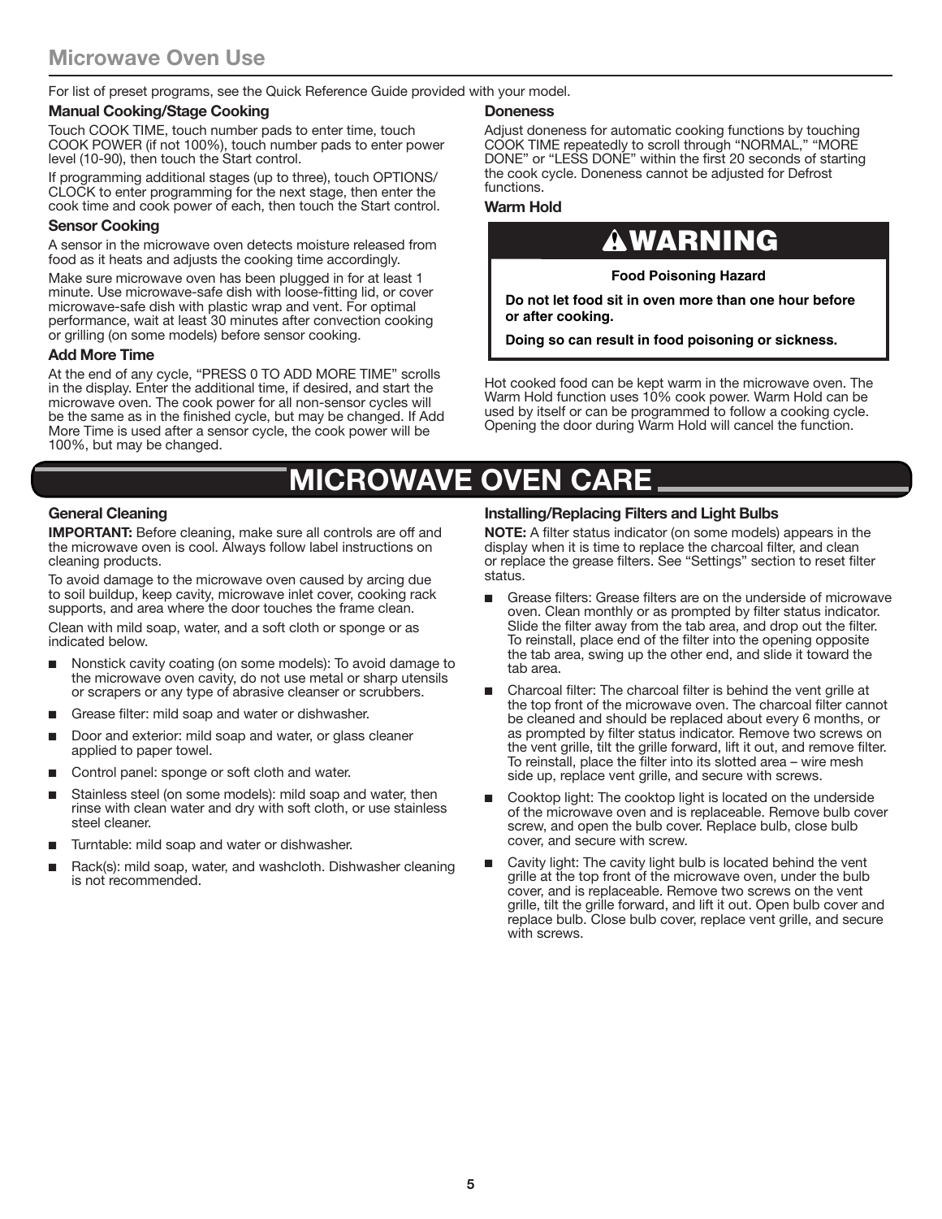## Microwave Oven Use

For list of preset programs, see the Quick Reference Guide provided with your model.

### Manual Cooking/Stage Cooking

Touch COOK TIME, touch number pads to enter time, touch COOK POWER (if not 100%), touch number pads to enter power level (10-90), then touch the Start control.

If programming additional stages (up to three), touch OPTIONS/CLOCK to enter programming for the next stage, then enter the cook time and cook power of each, then touch the Start control.

### Sensor Cooking

A sensor in the microwave oven detects moisture released from food as it heats and adjusts the cooking time accordingly.

Make sure microwave oven has been plugged in for at least 1 minute. Use microwave-safe dish with loose-fitting lid, or cover microwave-safe dish with plastic wrap and vent. For optimal performance, wait at least 30 minutes after convection cooking or grilling (on some models) before sensor cooking.

### Add More Time

At the end of any cycle, "PRESS 0 TO ADD MORE TIME" scrolls in the display. Enter the additional time, if desired, and start the microwave oven. The cook power for all non-sensor cycles will be the same as in the finished cycle, but may be changed. If Add More Time is used after a sensor cycle, the cook power will be 100%, but may be changed.

### Doneness

Adjust doneness for automatic cooking functions by touching COOK TIME repeatedly to scroll through "NORMAL," "MORE DONE" or "LESS DONE" within the first 20 seconds of starting the cook cycle. Doneness cannot be adjusted for Defrost functions.

### Warm Hold

**⚠WARNING**

**Food Poisoning Hazard**

**Do not let food sit in oven more than one hour before or after cooking.**

**Doing so can result in food poisoning or sickness.**

Hot cooked food can be kept warm in the microwave oven. The Warm Hold function uses 10% cook power. Warm Hold can be used by itself or can be programmed to follow a cooking cycle. Opening the door during Warm Hold will cancel the function.

# MICROWAVE OVEN CARE

### General Cleaning

**IMPORTANT:** Before cleaning, make sure all controls are off and the microwave oven is cool. Always follow label instructions on cleaning products.

To avoid damage to the microwave oven caused by arcing due to soil buildup, keep cavity, microwave inlet cover, cooking rack supports, and area where the door touches the frame clean.

Clean with mild soap, water, and a soft cloth or sponge or as indicated below.

- Nonstick cavity coating (on some models): To avoid damage to the microwave oven cavity, do not use metal or sharp utensils or scrapers or any type of abrasive cleanser or scrubbers.
- Grease filter: mild soap and water or dishwasher.
- Door and exterior: mild soap and water, or glass cleaner applied to paper towel.
- Control panel: sponge or soft cloth and water.
- Stainless steel (on some models): mild soap and water, then rinse with clean water and dry with soft cloth, or use stainless steel cleaner.
- Turntable: mild soap and water or dishwasher.
- Rack(s): mild soap, water, and washcloth. Dishwasher cleaning is not recommended.

### Installing/Replacing Filters and Light Bulbs

**NOTE:** A filter status indicator (on some models) appears in the display when it is time to replace the charcoal filter, and clean or replace the grease filters. See "Settings" section to reset filter status.

- Grease filters: Grease filters are on the underside of microwave oven. Clean monthly or as prompted by filter status indicator. Slide the filter away from the tab area, and drop out the filter. To reinstall, place end of the filter into the opening opposite the tab area, swing up the other end, and slide it toward the tab area.
- Charcoal filter: The charcoal filter is behind the vent grille at the top front of the microwave oven. The charcoal filter cannot be cleaned and should be replaced about every 6 months, or as prompted by filter status indicator. Remove two screws on the vent grille, tilt the grille forward, lift it out, and remove filter. To reinstall, place the filter into its slotted area – wire mesh side up, replace vent grille, and secure with screws.
- Cooktop light: The cooktop light is located on the underside of the microwave oven and is replaceable. Remove bulb cover screw, and open the bulb cover. Replace bulb, close bulb cover, and secure with screw.
- Cavity light: The cavity light bulb is located behind the vent grille at the top front of the microwave oven, under the bulb cover, and is replaceable. Remove two screws on the vent grille, tilt the grille forward, and lift it out. Open bulb cover and replace bulb. Close bulb cover, replace vent grille, and secure with screws.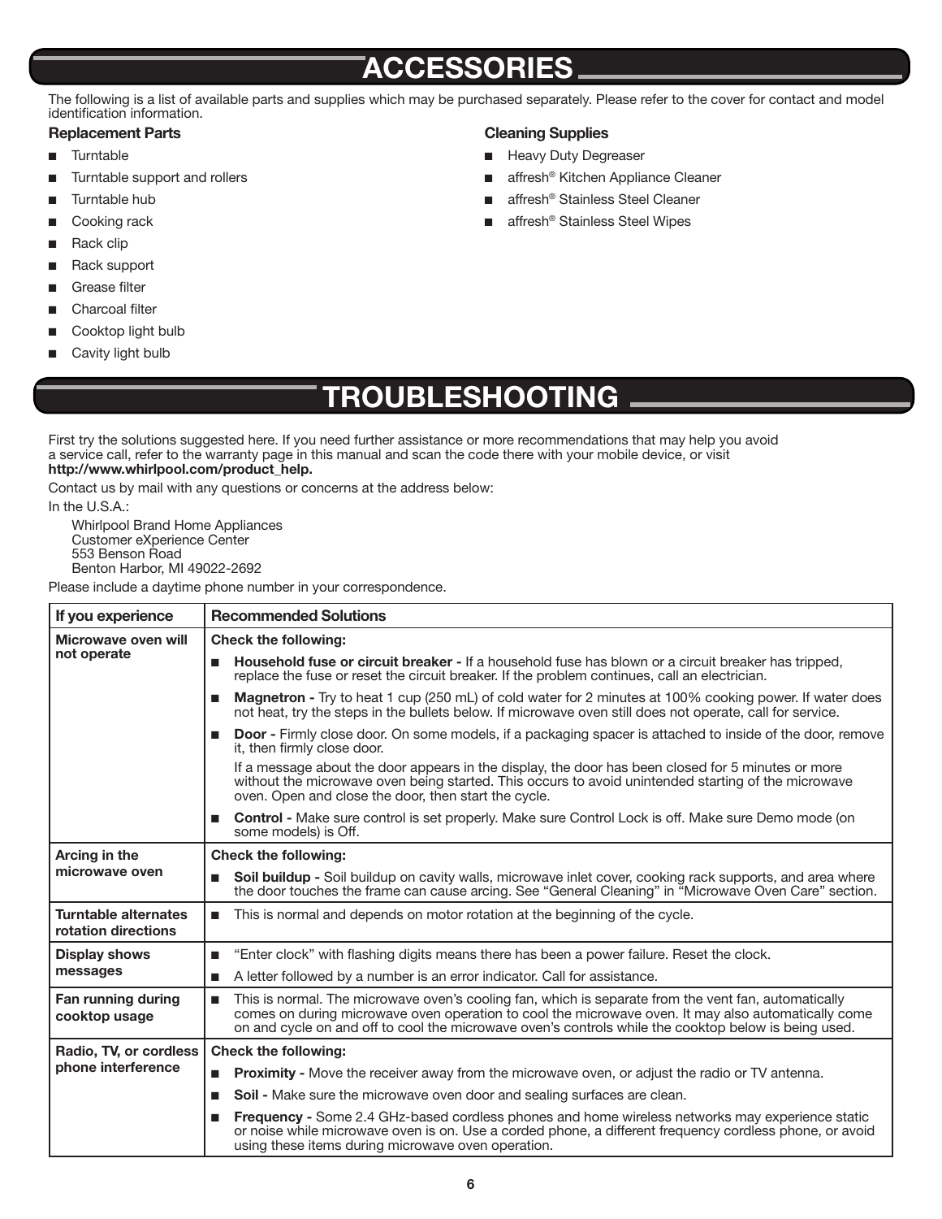# ACCESSORIES

The following is a list of available parts and supplies which may be purchased separately. Please refer to the cover for contact and model identification information.

**Replacement Parts**

- Turntable
- Turntable support and rollers
- Turntable hub
- Cooking rack
- Rack clip
- Rack support
- Grease filter
- Charcoal filter
- Cooktop light bulb
- Cavity light bulb

**Cleaning Supplies**

- Heavy Duty Degreaser
- affresh® Kitchen Appliance Cleaner
- affresh® Stainless Steel Cleaner
- affresh® Stainless Steel Wipes

# TROUBLESHOOTING

First try the solutions suggested here. If you need further assistance or more recommendations that may help you avoid a service call, refer to the warranty page in this manual and scan the code there with your mobile device, or visit **http://www.whirlpool.com/product_help.**

Contact us by mail with any questions or concerns at the address below:

In the U.S.A.:

Whirlpool Brand Home Appliances
Customer eXperience Center
553 Benson Road
Benton Harbor, MI 49022-2692

Please include a daytime phone number in your correspondence.

| If you experience | Recommended Solutions |
|---|---|
| **Microwave oven will not operate** | **Check the following:**<br>■ **Household fuse or circuit breaker -** If a household fuse has blown or a circuit breaker has tripped, replace the fuse or reset the circuit breaker. If the problem continues, call an electrician.<br>■ **Magnetron -** Try to heat 1 cup (250 mL) of cold water for 2 minutes at 100% cooking power. If water does not heat, try the steps in the bullets below. If microwave oven still does not operate, call for service.<br>■ **Door -** Firmly close door. On some models, if a packaging spacer is attached to inside of the door, remove it, then firmly close door.<br>If a message about the door appears in the display, the door has been closed for 5 minutes or more without the microwave oven being started. This occurs to avoid unintended starting of the microwave oven. Open and close the door, then start the cycle.<br>■ **Control -** Make sure control is set properly. Make sure Control Lock is off. Make sure Demo mode (on some models) is Off. |
| **Arcing in the microwave oven** | **Check the following:**<br>■ **Soil buildup -** Soil buildup on cavity walls, microwave inlet cover, cooking rack supports, and area where the door touches the frame can cause arcing. See "General Cleaning" in "Microwave Oven Care" section. |
| **Turntable alternates rotation directions** | ■ This is normal and depends on motor rotation at the beginning of the cycle. |
| **Display shows messages** | ■ "Enter clock" with flashing digits means there has been a power failure. Reset the clock.<br>■ A letter followed by a number is an error indicator. Call for assistance. |
| **Fan running during cooktop usage** | ■ This is normal. The microwave oven's cooling fan, which is separate from the vent fan, automatically comes on during microwave oven operation to cool the microwave oven. It may also automatically come on and cycle on and off to cool the microwave oven's controls while the cooktop below is being used. |
| **Radio, TV, or cordless phone interference** | **Check the following:**<br>■ **Proximity -** Move the receiver away from the microwave oven, or adjust the radio or TV antenna.<br>■ **Soil -** Make sure the microwave oven door and sealing surfaces are clean.<br>■ **Frequency -** Some 2.4 GHz-based cordless phones and home wireless networks may experience static or noise while microwave oven is on. Use a corded phone, a different frequency cordless phone, or avoid using these items during microwave oven operation. |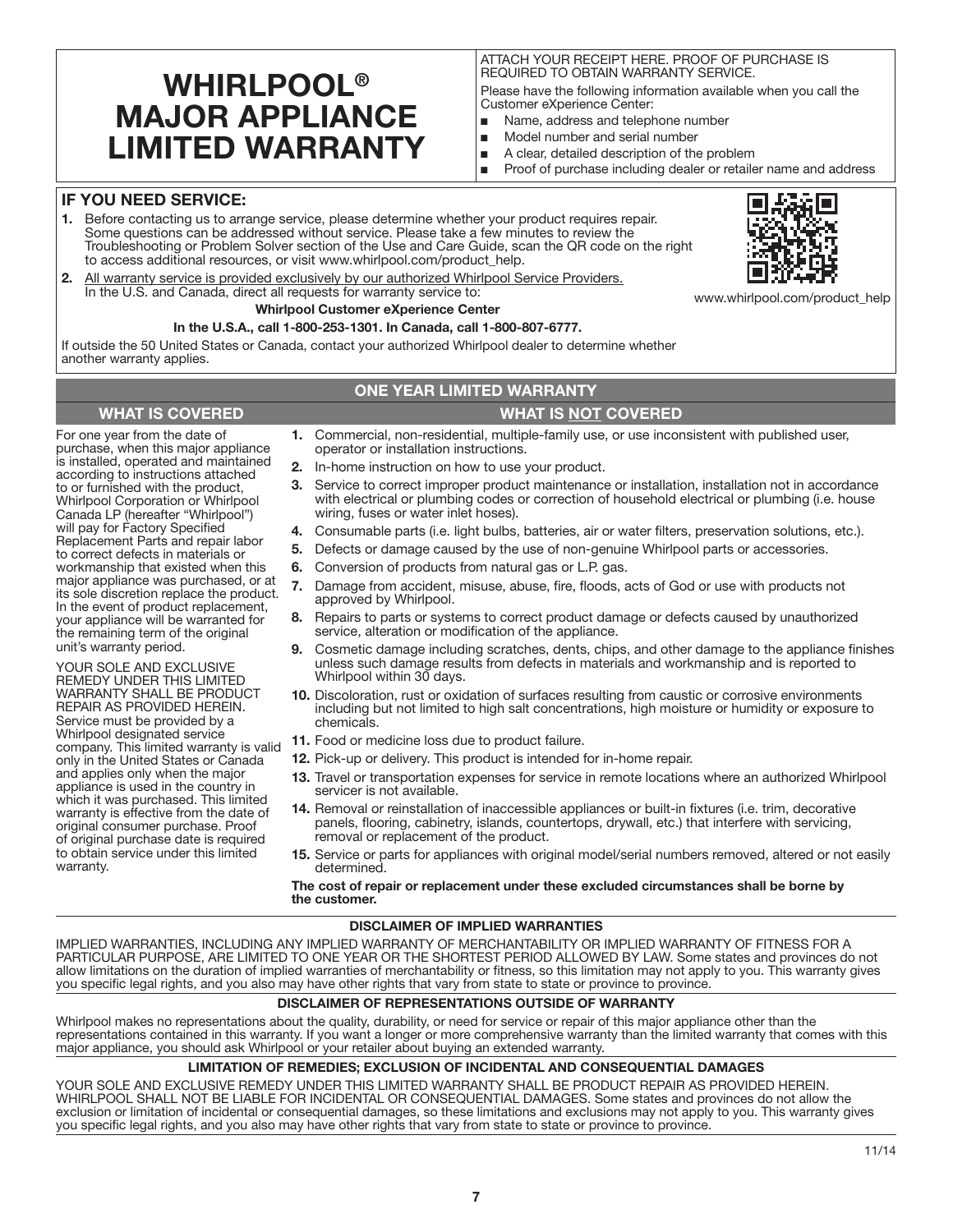# WHIRLPOOL® MAJOR APPLIANCE LIMITED WARRANTY

ATTACH YOUR RECEIPT HERE. PROOF OF PURCHASE IS REQUIRED TO OBTAIN WARRANTY SERVICE.

Please have the following information available when you call the Customer eXperience Center:

- Name, address and telephone number
- Model number and serial number
- A clear, detailed description of the problem
- Proof of purchase including dealer or retailer name and address

## IF YOU NEED SERVICE:

1. Before contacting us to arrange service, please determine whether your product requires repair. Some questions can be addressed without service. Please take a few minutes to review the Troubleshooting or Problem Solver section of the Use and Care Guide, scan the QR code on the right to access additional resources, or visit www.whirlpool.com/product_help.
2. All warranty service is provided exclusively by our authorized Whirlpool Service Providers. In the U.S. and Canada, direct all requests for warranty service to:

**Whirlpool Customer eXperience Center**

**In the U.S.A., call 1-800-253-1301. In Canada, call 1-800-807-6777.**

If outside the 50 United States or Canada, contact your authorized Whirlpool dealer to determine whether another warranty applies.

www.whirlpool.com/product_help

## ONE YEAR LIMITED WARRANTY

### WHAT IS COVERED

For one year from the date of purchase, when this major appliance is installed, operated and maintained according to instructions attached to or furnished with the product, Whirlpool Corporation or Whirlpool Canada LP (hereafter "Whirlpool") will pay for Factory Specified Replacement Parts and repair labor to correct defects in materials or workmanship that existed when this major appliance was purchased, or at its sole discretion replace the product. In the event of product replacement, your appliance will be warranted for the remaining term of the original unit's warranty period.

YOUR SOLE AND EXCLUSIVE REMEDY UNDER THIS LIMITED WARRANTY SHALL BE PRODUCT REPAIR AS PROVIDED HEREIN. Service must be provided by a Whirlpool designated service company. This limited warranty is valid only in the United States or Canada and applies only when the major appliance is used in the country in which it was purchased. This limited warranty is effective from the date of original consumer purchase. Proof of original purchase date is required to obtain service under this limited warranty.

### WHAT IS NOT COVERED

1. Commercial, non-residential, multiple-family use, or use inconsistent with published user, operator or installation instructions.
2. In-home instruction on how to use your product.
3. Service to correct improper product maintenance or installation, installation not in accordance with electrical or plumbing codes or correction of household electrical or plumbing (i.e. house wiring, fuses or water inlet hoses).
4. Consumable parts (i.e. light bulbs, batteries, air or water filters, preservation solutions, etc.).
5. Defects or damage caused by the use of non-genuine Whirlpool parts or accessories.
6. Conversion of products from natural gas or L.P. gas.
7. Damage from accident, misuse, abuse, fire, floods, acts of God or use with products not approved by Whirlpool.
8. Repairs to parts or systems to correct product damage or defects caused by unauthorized service, alteration or modification of the appliance.
9. Cosmetic damage including scratches, dents, chips, and other damage to the appliance finishes unless such damage results from defects in materials and workmanship and is reported to Whirlpool within 30 days.
10. Discoloration, rust or oxidation of surfaces resulting from caustic or corrosive environments including but not limited to high salt concentrations, high moisture or humidity or exposure to chemicals.
11. Food or medicine loss due to product failure.
12. Pick-up or delivery. This product is intended for in-home repair.
13. Travel or transportation expenses for service in remote locations where an authorized Whirlpool servicer is not available.
14. Removal or reinstallation of inaccessible appliances or built-in fixtures (i.e. trim, decorative panels, flooring, cabinetry, islands, countertops, drywall, etc.) that interfere with servicing, removal or replacement of the product.
15. Service or parts for appliances with original model/serial numbers removed, altered or not easily determined.

**The cost of repair or replacement under these excluded circumstances shall be borne by the customer.**

### DISCLAIMER OF IMPLIED WARRANTIES

IMPLIED WARRANTIES, INCLUDING ANY IMPLIED WARRANTY OF MERCHANTABILITY OR IMPLIED WARRANTY OF FITNESS FOR A PARTICULAR PURPOSE, ARE LIMITED TO ONE YEAR OR THE SHORTEST PERIOD ALLOWED BY LAW. Some states and provinces do not allow limitations on the duration of implied warranties of merchantability or fitness, so this limitation may not apply to you. This warranty gives you specific legal rights, and you also may have other rights that vary from state to state or province to province.

### DISCLAIMER OF REPRESENTATIONS OUTSIDE OF WARRANTY

Whirlpool makes no representations about the quality, durability, or need for service or repair of this major appliance other than the representations contained in this warranty. If you want a longer or more comprehensive warranty than the limited warranty that comes with this major appliance, you should ask Whirlpool or your retailer about buying an extended warranty.

### LIMITATION OF REMEDIES; EXCLUSION OF INCIDENTAL AND CONSEQUENTIAL DAMAGES

YOUR SOLE AND EXCLUSIVE REMEDY UNDER THIS LIMITED WARRANTY SHALL BE PRODUCT REPAIR AS PROVIDED HEREIN. WHIRLPOOL SHALL NOT BE LIABLE FOR INCIDENTAL OR CONSEQUENTIAL DAMAGES. Some states and provinces do not allow the exclusion or limitation of incidental or consequential damages, so these limitations and exclusions may not apply to you. This warranty gives you specific legal rights, and you also may have other rights that vary from state to state or province to province.

11/14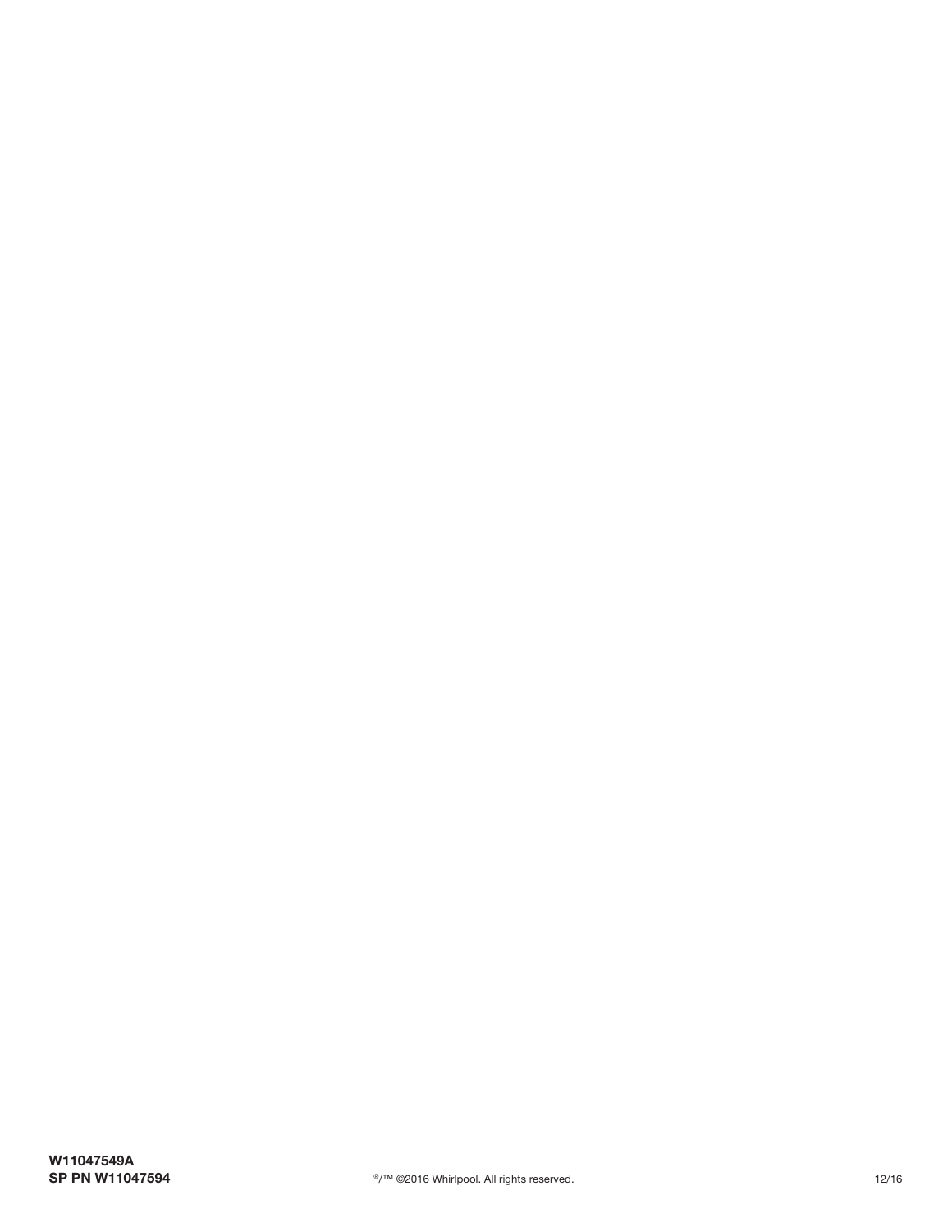**W11047549A**
**SP PN W11047594**

®/™ ©2016 Whirlpool. All rights reserved.

12/16